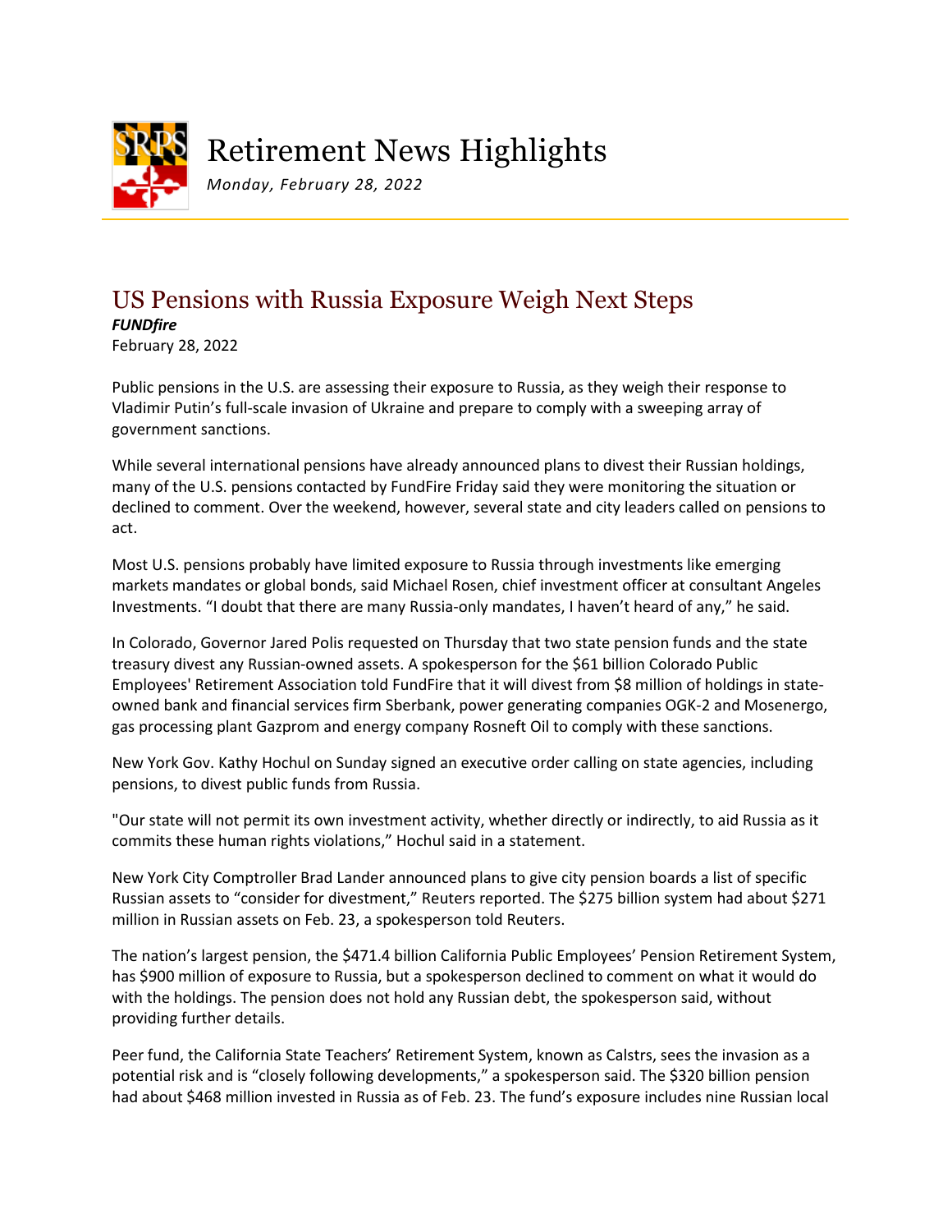# Retirement News Highlights

*Monday, February 28, 2022*

## US Pensions with Russia Exposure Weigh Next Steps

***FUNDfire***

February 28, 2022

Public pensions in the U.S. are assessing their exposure to Russia, as they weigh their response to Vladimir Putin's full-scale invasion of Ukraine and prepare to comply with a sweeping array of government sanctions.

While several international pensions have already announced plans to divest their Russian holdings, many of the U.S. pensions contacted by FundFire Friday said they were monitoring the situation or declined to comment. Over the weekend, however, several state and city leaders called on pensions to act.

Most U.S. pensions probably have limited exposure to Russia through investments like emerging markets mandates or global bonds, said Michael Rosen, chief investment officer at consultant Angeles Investments. "I doubt that there are many Russia-only mandates, I haven't heard of any," he said.

In Colorado, Governor Jared Polis requested on Thursday that two state pension funds and the state treasury divest any Russian-owned assets. A spokesperson for the $61 billion Colorado Public Employees' Retirement Association told FundFire that it will divest from $8 million of holdings in state-owned bank and financial services firm Sberbank, power generating companies OGK-2 and Mosenergo, gas processing plant Gazprom and energy company Rosneft Oil to comply with these sanctions.

New York Gov. Kathy Hochul on Sunday signed an executive order calling on state agencies, including pensions, to divest public funds from Russia.

"Our state will not permit its own investment activity, whether directly or indirectly, to aid Russia as it commits these human rights violations," Hochul said in a statement.

New York City Comptroller Brad Lander announced plans to give city pension boards a list of specific Russian assets to "consider for divestment," Reuters reported. The $275 billion system had about $271 million in Russian assets on Feb. 23, a spokesperson told Reuters.

The nation's largest pension, the $471.4 billion California Public Employees' Pension Retirement System, has $900 million of exposure to Russia, but a spokesperson declined to comment on what it would do with the holdings. The pension does not hold any Russian debt, the spokesperson said, without providing further details.

Peer fund, the California State Teachers' Retirement System, known as Calstrs, sees the invasion as a potential risk and is "closely following developments," a spokesperson said. The $320 billion pension had about $468 million invested in Russia as of Feb. 23. The fund's exposure includes nine Russian local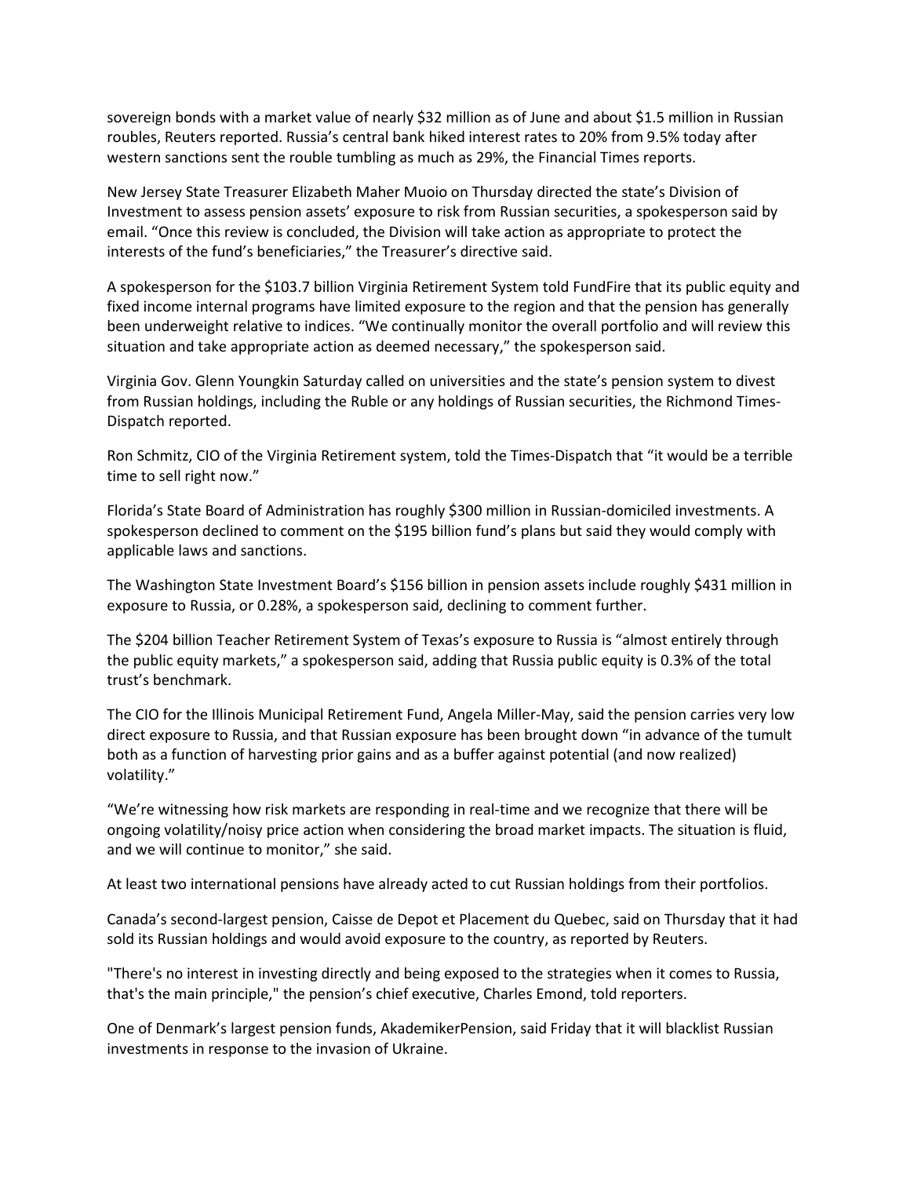sovereign bonds with a market value of nearly $32 million as of June and about $1.5 million in Russian roubles, Reuters reported. Russia's central bank hiked interest rates to 20% from 9.5% today after western sanctions sent the rouble tumbling as much as 29%, the Financial Times reports.

New Jersey State Treasurer Elizabeth Maher Muoio on Thursday directed the state's Division of Investment to assess pension assets' exposure to risk from Russian securities, a spokesperson said by email. "Once this review is concluded, the Division will take action as appropriate to protect the interests of the fund's beneficiaries," the Treasurer's directive said.

A spokesperson for the $103.7 billion Virginia Retirement System told FundFire that its public equity and fixed income internal programs have limited exposure to the region and that the pension has generally been underweight relative to indices. "We continually monitor the overall portfolio and will review this situation and take appropriate action as deemed necessary," the spokesperson said.

Virginia Gov. Glenn Youngkin Saturday called on universities and the state's pension system to divest from Russian holdings, including the Ruble or any holdings of Russian securities, the Richmond Times-Dispatch reported.

Ron Schmitz, CIO of the Virginia Retirement system, told the Times-Dispatch that "it would be a terrible time to sell right now."

Florida's State Board of Administration has roughly $300 million in Russian-domiciled investments. A spokesperson declined to comment on the $195 billion fund's plans but said they would comply with applicable laws and sanctions.

The Washington State Investment Board's $156 billion in pension assets include roughly $431 million in exposure to Russia, or 0.28%, a spokesperson said, declining to comment further.

The $204 billion Teacher Retirement System of Texas's exposure to Russia is "almost entirely through the public equity markets," a spokesperson said, adding that Russia public equity is 0.3% of the total trust's benchmark.

The CIO for the Illinois Municipal Retirement Fund, Angela Miller-May, said the pension carries very low direct exposure to Russia, and that Russian exposure has been brought down "in advance of the tumult both as a function of harvesting prior gains and as a buffer against potential (and now realized) volatility."

"We're witnessing how risk markets are responding in real-time and we recognize that there will be ongoing volatility/noisy price action when considering the broad market impacts. The situation is fluid, and we will continue to monitor," she said.

At least two international pensions have already acted to cut Russian holdings from their portfolios.

Canada's second-largest pension, Caisse de Depot et Placement du Quebec, said on Thursday that it had sold its Russian holdings and would avoid exposure to the country, as reported by Reuters.

"There's no interest in investing directly and being exposed to the strategies when it comes to Russia, that's the main principle," the pension's chief executive, Charles Emond, told reporters.

One of Denmark's largest pension funds, AkademikerPension, said Friday that it will blacklist Russian investments in response to the invasion of Ukraine.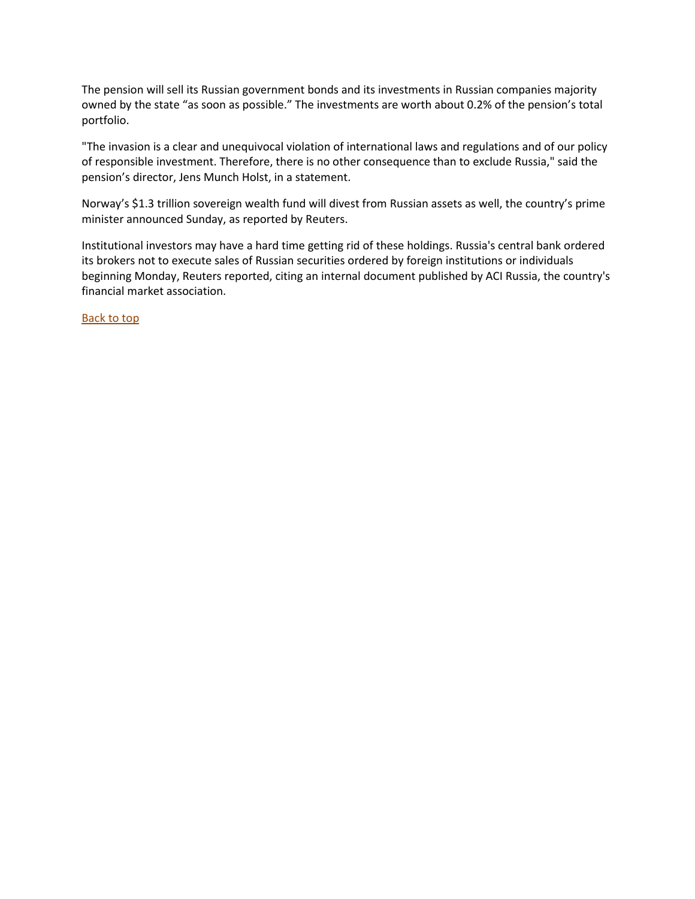The pension will sell its Russian government bonds and its investments in Russian companies majority owned by the state “as soon as possible.” The investments are worth about 0.2% of the pension’s total portfolio.

"The invasion is a clear and unequivocal violation of international laws and regulations and of our policy of responsible investment. Therefore, there is no other consequence than to exclude Russia," said the pension’s director, Jens Munch Holst, in a statement.

Norway’s $1.3 trillion sovereign wealth fund will divest from Russian assets as well, the country’s prime minister announced Sunday, as reported by Reuters.

Institutional investors may have a hard time getting rid of these holdings. Russia's central bank ordered its brokers not to execute sales of Russian securities ordered by foreign institutions or individuals beginning Monday, Reuters reported, citing an internal document published by ACI Russia, the country's financial market association.

Back to top